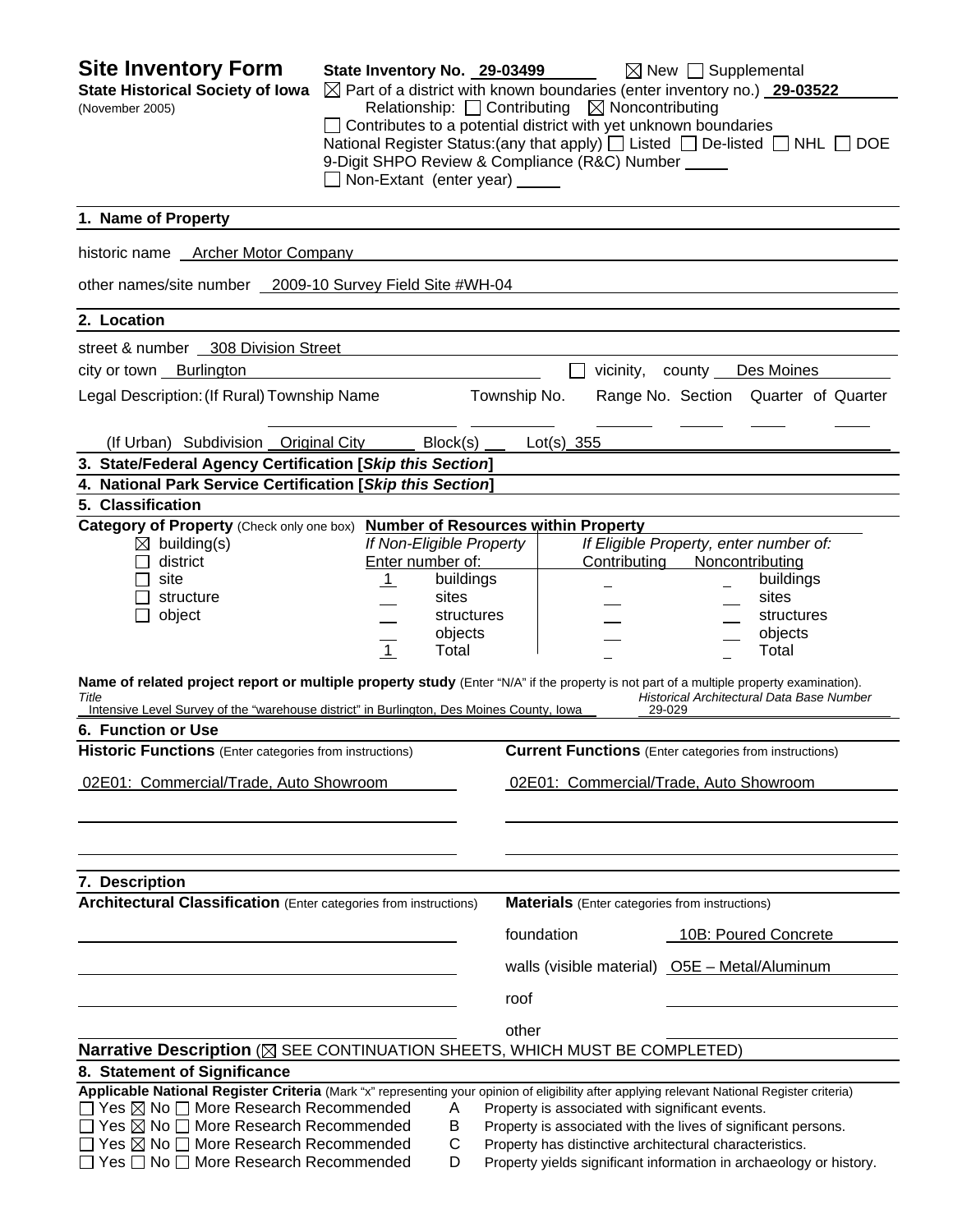# Site Inventory Form

**State Historical Society of Iowa**
(November 2005)

**State Inventory No.** 29-03499 ☒ New ☐ Supplemental
☒ Part of a district with known boundaries (enter inventory no.) **29-03522**
Relationship: ☐ Contributing ☒ Noncontributing
☐ Contributes to a potential district with yet unknown boundaries
National Register Status:(any that apply) ☐ Listed ☐ De-listed ☐ NHL ☐ DOE
9-Digit SHPO Review & Compliance (R&C) Number
☐ Non-Extant (enter year)

## 1. Name of Property

historic name Archer Motor Company

other names/site number 2009-10 Survey Field Site #WH-04

## 2. Location

street & number 308 Division Street

city or town Burlington ☐ vicinity, county Des Moines

Legal Description: (If Rural) Township Name Township No. Range No. Section Quarter of Quarter

(If Urban) Subdivision Original City Block(s) Lot(s) 355

## 3. State/Federal Agency Certification [*Skip this Section*]

## 4. National Park Service Certification [*Skip this Section*]

## 5. Classification

**Category of Property** (Check only one box)
☒ building(s)
☐ district
☐ site
☐ structure
☐ object

**Number of Resources within Property**

| *If Non-Eligible Property* Enter number of: | | *If Eligible Property, enter number of:* Contributing | Noncontributing | |
|---|---|---|---|---|
| 1 | buildings | | | buildings |
| | sites | | | sites |
| | structures | | | structures |
| | objects | | | objects |
| 1 | Total | | | Total |

**Name of related project report or multiple property study** (Enter "N/A" if the property is not part of a multiple property examination).

| *Title* | *Historical Architectural Data Base Number* |
|---|---|
| Intensive Level Survey of the "warehouse district" in Burlington, Des Moines County, Iowa | 29-029 |

## 6. Function or Use

| **Historic Functions** (Enter categories from instructions) | **Current Functions** (Enter categories from instructions) |
|---|---|
| 02E01: Commercial/Trade, Auto Showroom | 02E01: Commercial/Trade, Auto Showroom |

## 7. Description

**Architectural Classification** (Enter categories from instructions)

**Materials** (Enter categories from instructions)

foundation 10B: Poured Concrete

walls (visible material) O5E – Metal/Aluminum

roof

other

**Narrative Description** (☒ SEE CONTINUATION SHEETS, WHICH MUST BE COMPLETED)

## 8. Statement of Significance

**Applicable National Register Criteria** (Mark "x" representing your opinion of eligibility after applying relevant National Register criteria)

☐ Yes ☒ No ☐ More Research Recommended A Property is associated with significant events.
☐ Yes ☒ No ☐ More Research Recommended B Property is associated with the lives of significant persons.
☐ Yes ☒ No ☐ More Research Recommended C Property has distinctive architectural characteristics.
☐ Yes ☐ No ☐ More Research Recommended D Property yields significant information in archaeology or history.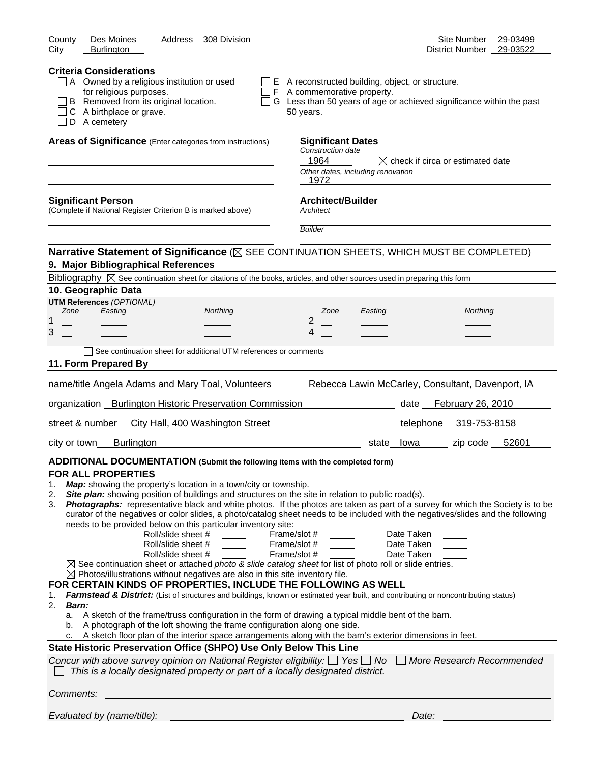County Des Moines Address 308 Division Site Number 29-03499
City Burlington District Number 29-03522

**Criteria Considerations**

- ☐ A Owned by a religious institution or used for religious purposes.
- ☐ B Removed from its original location.
- ☐ C A birthplace or grave.
- ☐ D A cemetery
- ☐ E A reconstructed building, object, or structure.
- ☐ F A commemorative property.
- ☐ G Less than 50 years of age or achieved significance within the past 50 years.

**Areas of Significance** (Enter categories from instructions)

**Significant Dates**
*Construction date*
1964 ☒ check if circa or estimated date
*Other dates, including renovation*
1972

**Significant Person**
(Complete if National Register Criterion B is marked above)

**Architect/Builder**
*Architect*

*Builder*

**Narrative Statement of Significance** (☒ SEE CONTINUATION SHEETS, WHICH MUST BE COMPLETED)

## 9. Major Bibliographical References

Bibliography ☒ See continuation sheet for citations of the books, articles, and other sources used in preparing this form

## 10. Geographic Data

**UTM References** *(OPTIONAL)*

| | Zone | Easting | Northing | | Zone | Easting | Northing |
|---|---|---|---|---|---|---|---|
| 1 | | | | 2 | | | |
| 3 | | | | 4 | | | |

☐ See continuation sheet for additional UTM references or comments

## 11. Form Prepared By

name/title Angela Adams and Mary Toal, Volunteers Rebecca Lawin McCarley, Consultant, Davenport, IA

organization Burlington Historic Preservation Commission date February 26, 2010

street & number City Hall, 400 Washington Street telephone 319-753-8158

city or town Burlington state Iowa zip code 52601

**ADDITIONAL DOCUMENTATION (Submit the following items with the completed form)**

**FOR ALL PROPERTIES**

1. ***Map:*** showing the property's location in a town/city or township.
2. ***Site plan:*** showing position of buildings and structures on the site in relation to public road(s).
3. ***Photographs:*** representative black and white photos. If the photos are taken as part of a survey for which the Society is to be curator of the negatives or color slides, a photo/catalog sheet needs to be included with the negatives/slides and the following needs to be provided below on this particular inventory site:

| Roll/slide sheet # | Frame/slot # | Date Taken |
|---|---|---|
| | | |
| | | |
| | | |

☒ See continuation sheet or attached *photo & slide catalog sheet* for list of photo roll or slide entries.
☒ Photos/illustrations without negatives are also in this site inventory file.

**FOR CERTAIN KINDS OF PROPERTIES, INCLUDE THE FOLLOWING AS WELL**

1. ***Farmstead & District:*** (List of structures and buildings, known or estimated year built, and contributing or noncontributing status)
2. ***Barn:***
   a. A sketch of the frame/truss configuration in the form of drawing a typical middle bent of the barn.
   b. A photograph of the loft showing the frame configuration along one side.
   c. A sketch floor plan of the interior space arrangements along with the barn's exterior dimensions in feet.

**State Historic Preservation Office (SHPO) Use Only Below This Line**

*Concur with above survey opinion on National Register eligibility:* ☐ *Yes* ☐ *No* ☐ *More Research Recommended*
☐ *This is a locally designated property or part of a locally designated district.*

*Comments:*

*Evaluated by (name/title):* *Date:*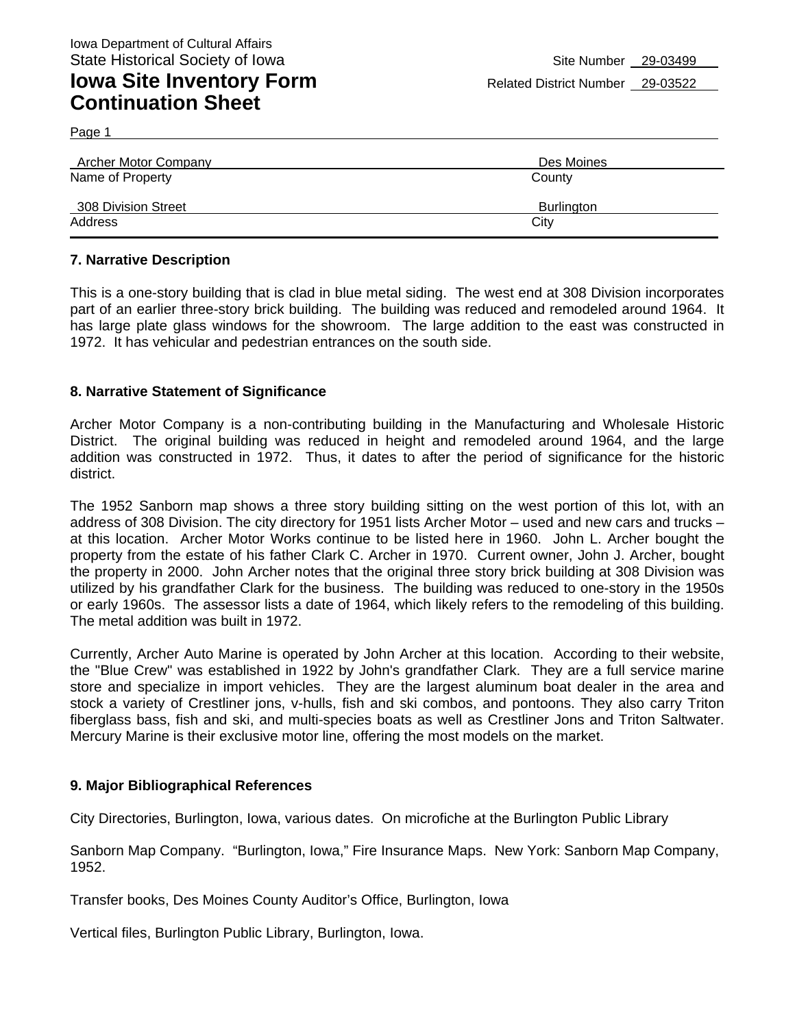Iowa Department of Cultural Affairs
State Historical Society of Iowa

# Iowa Site Inventory Form Continuation Sheet

Site Number 29-03499
Related District Number 29-03522

Page 1

| Archer Motor Company | Des Moines |
|---|---|
| Name of Property | County |
| 308 Division Street | Burlington |
| Address | City |

## 7. Narrative Description

This is a one-story building that is clad in blue metal siding. The west end at 308 Division incorporates part of an earlier three-story brick building. The building was reduced and remodeled around 1964. It has large plate glass windows for the showroom. The large addition to the east was constructed in 1972. It has vehicular and pedestrian entrances on the south side.

## 8. Narrative Statement of Significance

Archer Motor Company is a non-contributing building in the Manufacturing and Wholesale Historic District. The original building was reduced in height and remodeled around 1964, and the large addition was constructed in 1972. Thus, it dates to after the period of significance for the historic district.

The 1952 Sanborn map shows a three story building sitting on the west portion of this lot, with an address of 308 Division. The city directory for 1951 lists Archer Motor – used and new cars and trucks – at this location. Archer Motor Works continue to be listed here in 1960. John L. Archer bought the property from the estate of his father Clark C. Archer in 1970. Current owner, John J. Archer, bought the property in 2000. John Archer notes that the original three story brick building at 308 Division was utilized by his grandfather Clark for the business. The building was reduced to one-story in the 1950s or early 1960s. The assessor lists a date of 1964, which likely refers to the remodeling of this building. The metal addition was built in 1972.

Currently, Archer Auto Marine is operated by John Archer at this location. According to their website, the "Blue Crew" was established in 1922 by John's grandfather Clark. They are a full service marine store and specialize in import vehicles. They are the largest aluminum boat dealer in the area and stock a variety of Crestliner jons, v-hulls, fish and ski combos, and pontoons. They also carry Triton fiberglass bass, fish and ski, and multi-species boats as well as Crestliner Jons and Triton Saltwater. Mercury Marine is their exclusive motor line, offering the most models on the market.

## 9. Major Bibliographical References

City Directories, Burlington, Iowa, various dates. On microfiche at the Burlington Public Library

Sanborn Map Company. "Burlington, Iowa," Fire Insurance Maps. New York: Sanborn Map Company, 1952.

Transfer books, Des Moines County Auditor's Office, Burlington, Iowa

Vertical files, Burlington Public Library, Burlington, Iowa.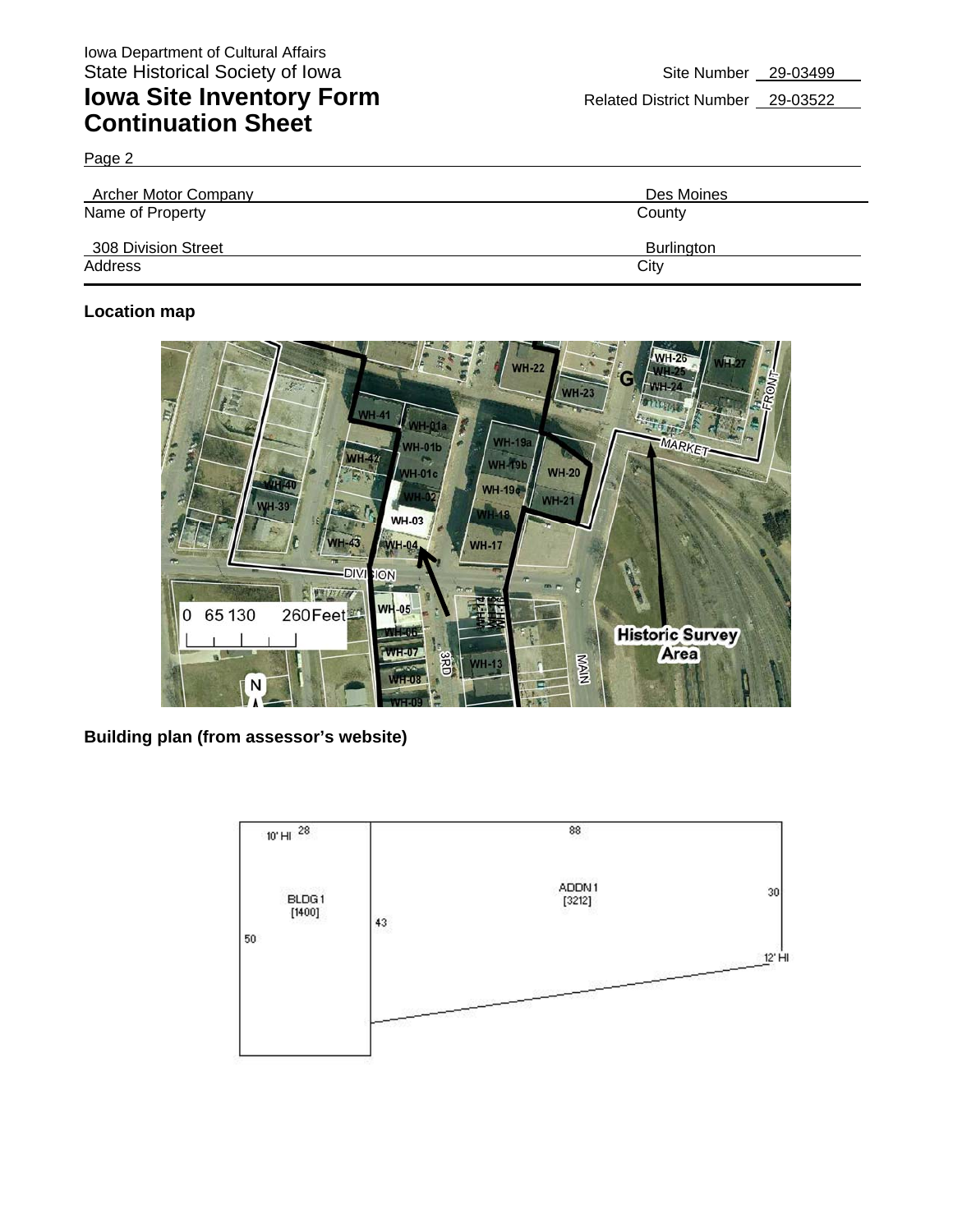Iowa Department of Cultural Affairs
State Historical Society of Iowa

# Iowa Site Inventory Form Continuation Sheet

Site Number 29-03499

Related District Number 29-03522

Page 2

| Archer Motor Company | Des Moines |
|---|---|
| Name of Property | County |
| 308 Division Street | Burlington |
| Address | City |

**Location map**

**Building plan (from assessor's website)**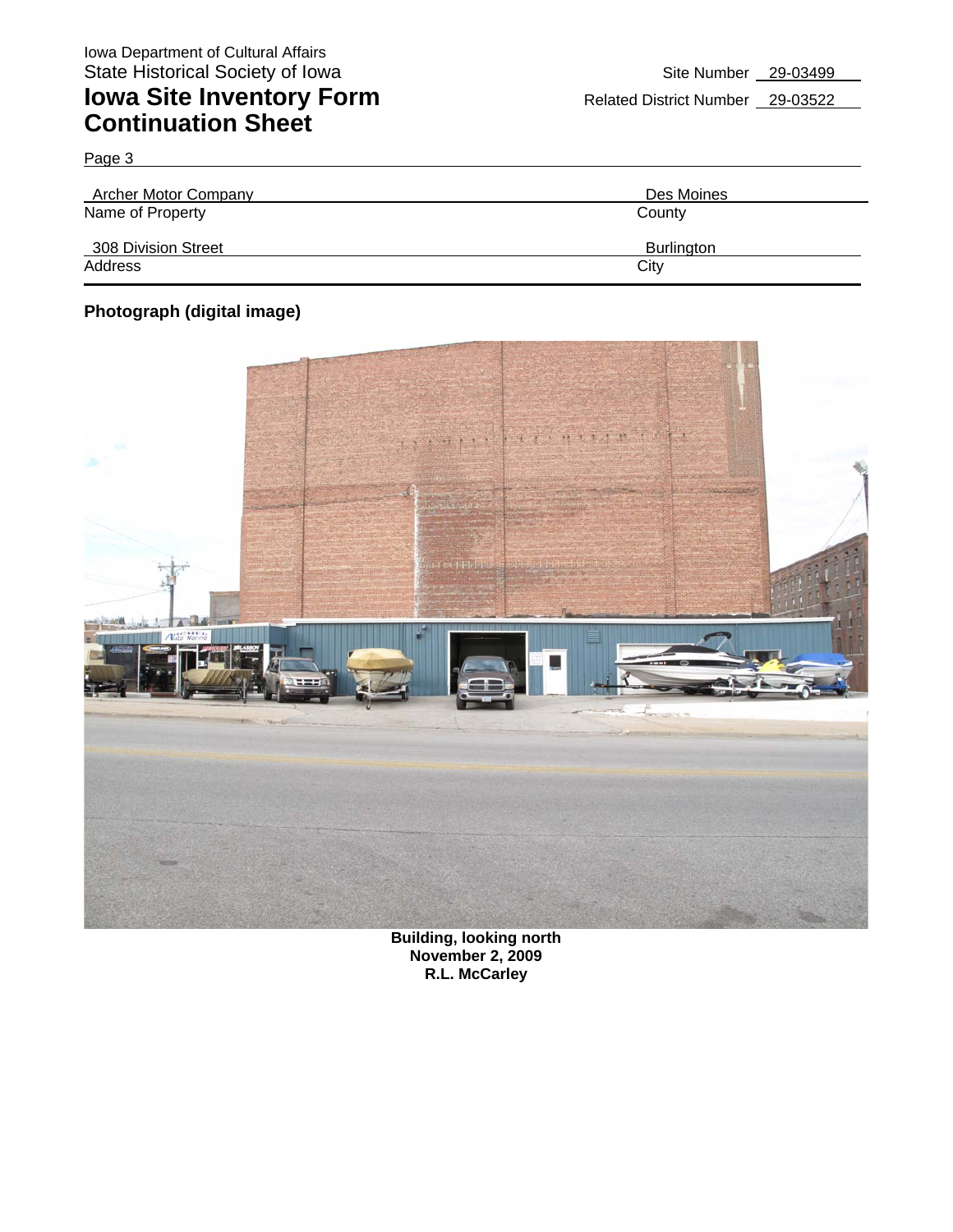Iowa Department of Cultural Affairs
State Historical Society of Iowa

# Iowa Site Inventory Form
# Continuation Sheet

Site Number 29-03499

Related District Number 29-03522

Page 3

| | |
|---|---|
| Archer Motor Company | Des Moines |
| Name of Property | County |
| 308 Division Street | Burlington |
| Address | City |

**Photograph (digital image)**

**Building, looking north**
**November 2, 2009**
**R.L. McCarley**